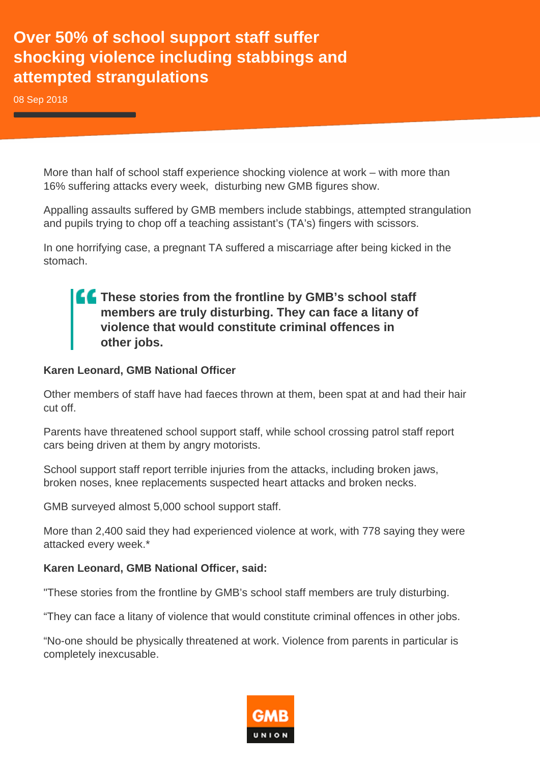# Over 50% of school support staff suffer shocking violence including stabbings and attempted strangulations

08 Sep 2018

More than half of school staff experience shocking violence at work – with more than 16% suffering attacks every week, disturbing new GMB figures show.

Appalling assaults suffered by GMB members include stabbings, attempted strangulation and pupils trying to chop off a teaching assistant's (TA's) fingers with scissors.

In one horrifying case, a pregnant TA suffered a miscarriage after being kicked in the stomach.

> **These stories from the frontline by GMB's school staff members are truly disturbing. They can face a litany of violence that would constitute criminal offences in other jobs.**

**Karen Leonard, GMB National Officer**

Other members of staff have had faeces thrown at them, been spat at and had their hair cut off.

Parents have threatened school support staff, while school crossing patrol staff report cars being driven at them by angry motorists.

School support staff report terrible injuries from the attacks, including broken jaws, broken noses, knee replacements suspected heart attacks and broken necks.

GMB surveyed almost 5,000 school support staff.

More than 2,400 said they had experienced violence at work, with 778 saying they were attacked every week.*

**Karen Leonard, GMB National Officer, said:**

"These stories from the frontline by GMB's school staff members are truly disturbing.

"They can face a litany of violence that would constitute criminal offences in other jobs.

"No-one should be physically threatened at work. Violence from parents in particular is completely inexcusable.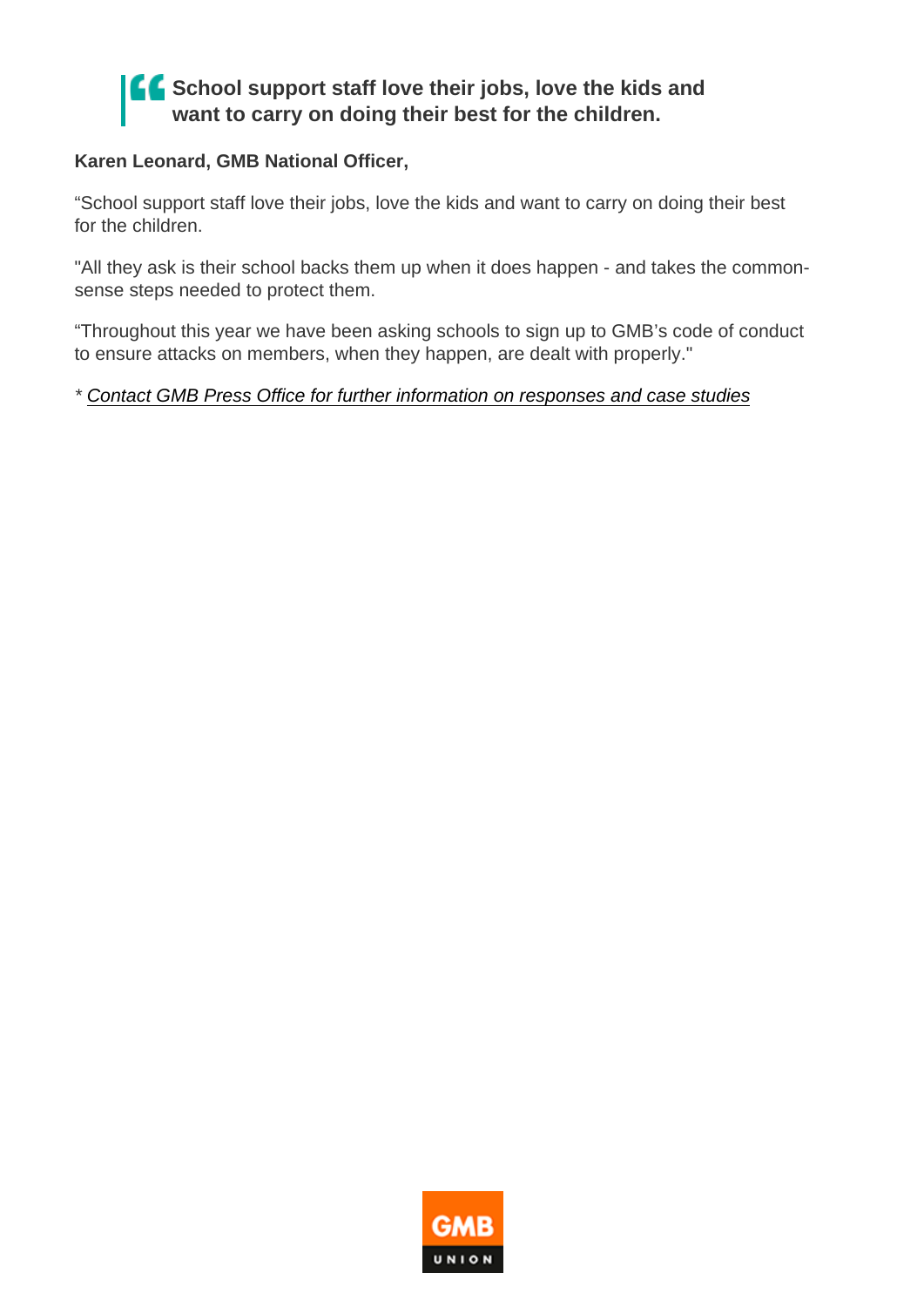> **School support staff love their jobs, love the kids and want to carry on doing their best for the children.**

**Karen Leonard, GMB National Officer,**

“School support staff love their jobs, love the kids and want to carry on doing their best for the children.

"All they ask is their school backs them up when it does happen - and takes the common-sense steps needed to protect them.

“Throughout this year we have been asking schools to sign up to GMB’s code of conduct to ensure attacks on members, when they happen, are dealt with properly."

* *Contact GMB Press Office for further information on responses and case studies*